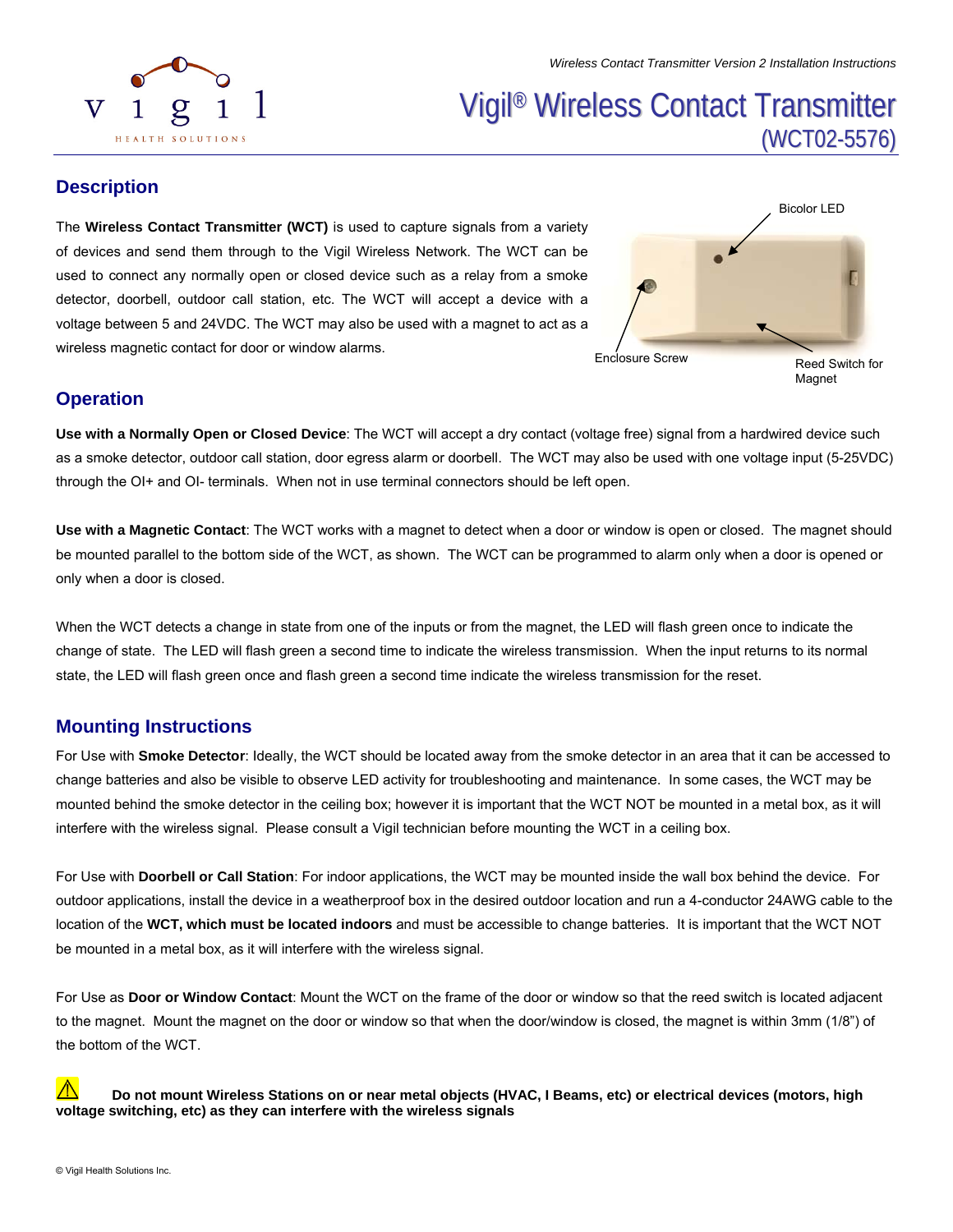# Vigil® Wireless Contact Transmitter (WCT02-5576)

## Description

The **Wireless Contact Transmitter (WCT)** is used to capture signals from a variety of devices and send them through to the Vigil Wireless Network. The WCT can be used to connect any normally open or closed device such as a relay from a smoke detector, doorbell, outdoor call station, etc. The WCT will accept a device with a voltage between 5 and 24VDC. The WCT may also be used with a magnet to act as a wireless magnetic contact for door or window alarms.

Bicolor LED

Enclosure Screw

Reed Switch for Magnet

## Operation

**Use with a Normally Open or Closed Device**: The WCT will accept a dry contact (voltage free) signal from a hardwired device such as a smoke detector, outdoor call station, door egress alarm or doorbell. The WCT may also be used with one voltage input (5-25VDC) through the OI+ and OI- terminals. When not in use terminal connectors should be left open.

**Use with a Magnetic Contact**: The WCT works with a magnet to detect when a door or window is open or closed. The magnet should be mounted parallel to the bottom side of the WCT, as shown. The WCT can be programmed to alarm only when a door is opened or only when a door is closed.

When the WCT detects a change in state from one of the inputs or from the magnet, the LED will flash green once to indicate the change of state. The LED will flash green a second time to indicate the wireless transmission. When the input returns to its normal state, the LED will flash green once and flash green a second time indicate the wireless transmission for the reset.

## Mounting Instructions

For Use with **Smoke Detector**: Ideally, the WCT should be located away from the smoke detector in an area that it can be accessed to change batteries and also be visible to observe LED activity for troubleshooting and maintenance. In some cases, the WCT may be mounted behind the smoke detector in the ceiling box; however it is important that the WCT NOT be mounted in a metal box, as it will interfere with the wireless signal. Please consult a Vigil technician before mounting the WCT in a ceiling box.

For Use with **Doorbell or Call Station**: For indoor applications, the WCT may be mounted inside the wall box behind the device. For outdoor applications, install the device in a weatherproof box in the desired outdoor location and run a 4-conductor 24AWG cable to the location of the **WCT, which must be located indoors** and must be accessible to change batteries. It is important that the WCT NOT be mounted in a metal box, as it will interfere with the wireless signal.

For Use as **Door or Window Contact**: Mount the WCT on the frame of the door or window so that the reed switch is located adjacent to the magnet. Mount the magnet on the door or window so that when the door/window is closed, the magnet is within 3mm (1/8") of the bottom of the WCT.

⚠ **Do not mount Wireless Stations on or near metal objects (HVAC, I Beams, etc) or electrical devices (motors, high voltage switching, etc) as they can interfere with the wireless signals**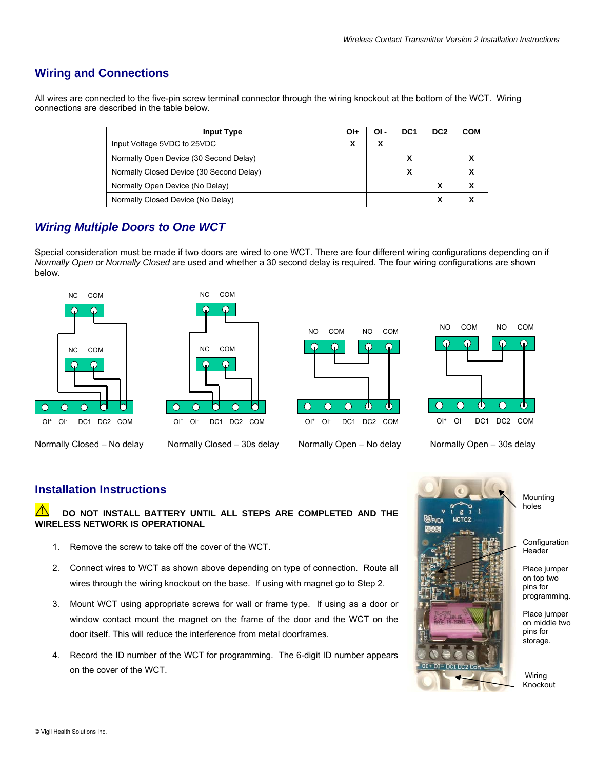## Wiring and Connections

All wires are connected to the five-pin screw terminal connector through the wiring knockout at the bottom of the WCT. Wiring connections are described in the table below.

| Input Type | OI+ | OI - | DC1 | DC2 | COM |
|---|---|---|---|---|---|
| Input Voltage 5VDC to 25VDC | X | X | | | |
| Normally Open Device (30 Second Delay) | | | X | | X |
| Normally Closed Device (30 Second Delay) | | | X | | X |
| Normally Open Device (No Delay) | | | | X | X |
| Normally Closed Device (No Delay) | | | | X | X |

## *Wiring Multiple Doors to One WCT*

Special consideration must be made if two doors are wired to one WCT. There are four different wiring configurations depending on if *Normally Open* or *Normally Closed* are used and whether a 30 second delay is required. The four wiring configurations are shown below.

Normally Closed – No delay

Normally Closed – 30s delay

Normally Open – No delay

Normally Open – 30s delay

## Installation Instructions

⚠ **DO NOT INSTALL BATTERY UNTIL ALL STEPS ARE COMPLETED AND THE WIRELESS NETWORK IS OPERATIONAL**

1. Remove the screw to take off the cover of the WCT.
2. Connect wires to WCT as shown above depending on type of connection. Route all wires through the wiring knockout on the base. If using with magnet go to Step 2.
3. Mount WCT using appropriate screws for wall or frame type. If using as a door or window contact mount the magnet on the frame of the door and the WCT on the door itself. This will reduce the interference from metal doorframes.
4. Record the ID number of the WCT for programming. The 6-digit ID number appears on the cover of the WCT.

Mounting holes

Configuration Header

Place jumper on top two pins for programming.

Place jumper on middle two pins for storage.

Wiring Knockout

© Vigil Health Solutions Inc.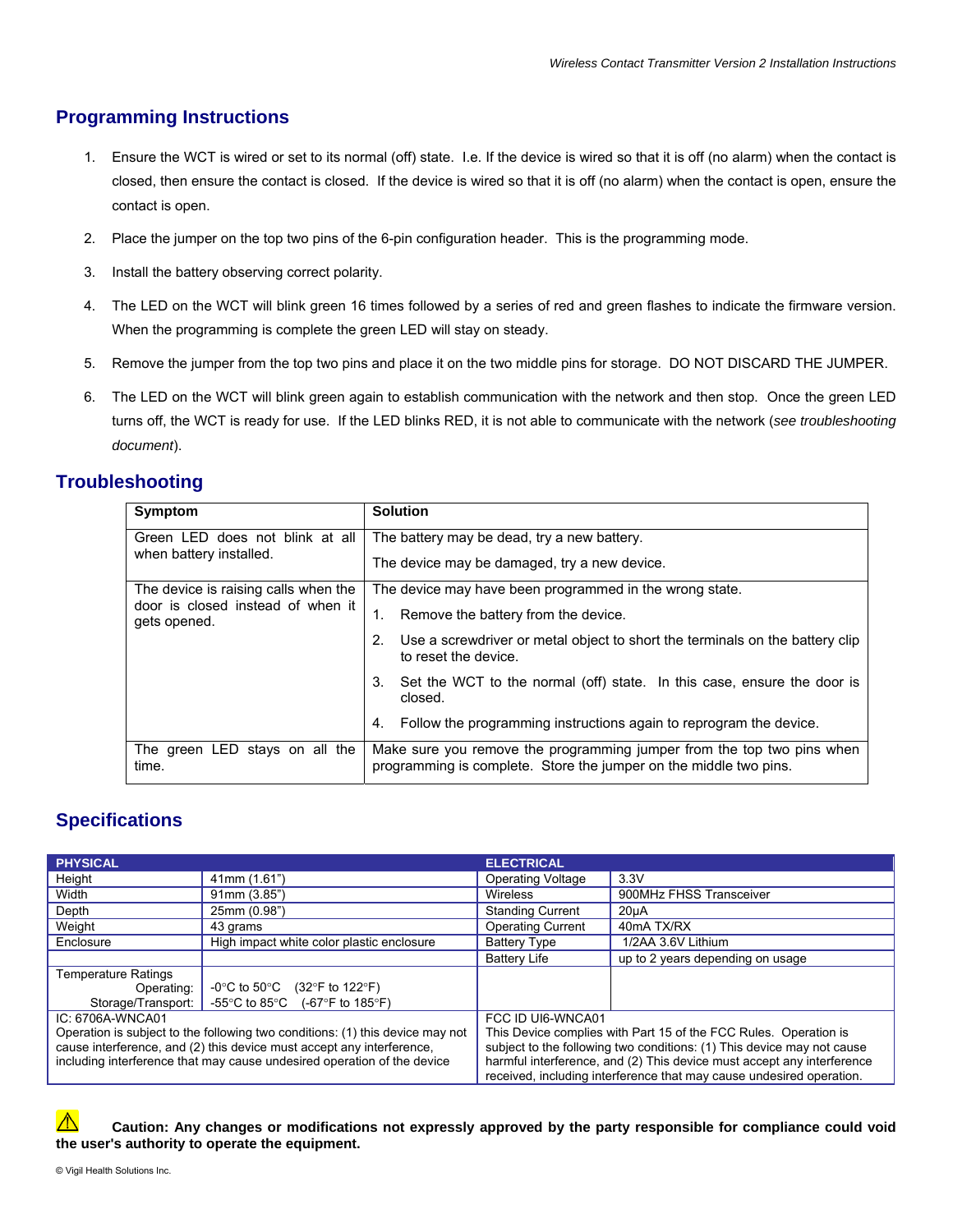## Programming Instructions

1. Ensure the WCT is wired or set to its normal (off) state. I.e. If the device is wired so that it is off (no alarm) when the contact is closed, then ensure the contact is closed. If the device is wired so that it is off (no alarm) when the contact is open, ensure the contact is open.
2. Place the jumper on the top two pins of the 6-pin configuration header. This is the programming mode.
3. Install the battery observing correct polarity.
4. The LED on the WCT will blink green 16 times followed by a series of red and green flashes to indicate the firmware version. When the programming is complete the green LED will stay on steady.
5. Remove the jumper from the top two pins and place it on the two middle pins for storage. DO NOT DISCARD THE JUMPER.
6. The LED on the WCT will blink green again to establish communication with the network and then stop. Once the green LED turns off, the WCT is ready for use. If the LED blinks RED, it is not able to communicate with the network (*see troubleshooting document*).

## Troubleshooting

| Symptom | Solution |
|---|---|
| Green LED does not blink at all when battery installed. | The battery may be dead, try a new battery.<br>The device may be damaged, try a new device. |
| The device is raising calls when the door is closed instead of when it gets opened. | The device may have been programmed in the wrong state.<br>1. Remove the battery from the device.<br>2. Use a screwdriver or metal object to short the terminals on the battery clip to reset the device.<br>3. Set the WCT to the normal (off) state. In this case, ensure the door is closed.<br>4. Follow the programming instructions again to reprogram the device. |
| The green LED stays on all the time. | Make sure you remove the programming jumper from the top two pins when programming is complete. Store the jumper on the middle two pins. |

## Specifications

| PHYSICAL | | ELECTRICAL | |
|---|---|---|---|
| Height | 41mm (1.61") | Operating Voltage | 3.3V |
| Width | 91mm (3.85") | Wireless | 900MHz FHSS Transceiver |
| Depth | 25mm (0.98") | Standing Current | 20µA |
| Weight | 43 grams | Operating Current | 40mA TX/RX |
| Enclosure | High impact white color plastic enclosure | Battery Type | 1/2AA 3.6V Lithium |
| | | Battery Life | up to 2 years depending on usage |
| Temperature Ratings<br>Operating:<br>Storage/Transport: | <br>-0°C to 50°C (32°F to 122°F)<br>-55°C to 85°C (-67°F to 185°F) | | |
| IC: 6706A-WNCA01<br>Operation is subject to the following two conditions: (1) this device may not cause interference, and (2) this device must accept any interference, including interference that may cause undesired operation of the device | | FCC ID UI6-WNCA01<br>This Device complies with Part 15 of the FCC Rules. Operation is subject to the following two conditions: (1) This device may not cause harmful interference, and (2) This device must accept any interference received, including interference that may cause undesired operation. | |

⚠ **Caution: Any changes or modifications not expressly approved by the party responsible for compliance could void the user's authority to operate the equipment.**

© Vigil Health Solutions Inc.